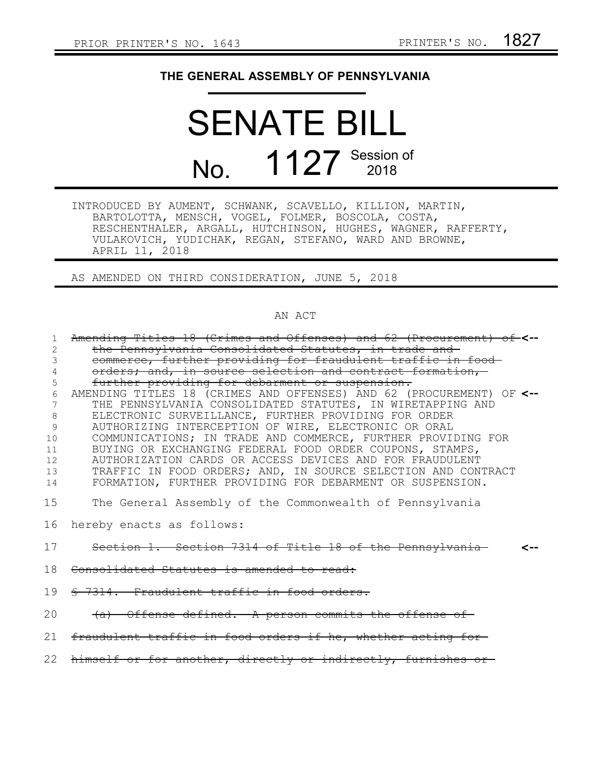PRIOR PRINTER'S NO. 1643 PRINTER'S NO. 1827

# THE GENERAL ASSEMBLY OF PENNSYLVANIA

# SENATE BILL

# No. 1127 Session of 2018

INTRODUCED BY AUMENT, SCHWANK, SCAVELLO, KILLION, MARTIN, BARTOLOTTA, MENSCH, VOGEL, FOLMER, BOSCOLA, COSTA, RESCHENTHALER, ARGALL, HUTCHINSON, HUGHES, WAGNER, RAFFERTY, VULAKOVICH, YUDICHAK, REGAN, STEFANO, WARD AND BROWNE, APRIL 11, 2018

AS AMENDED ON THIRD CONSIDERATION, JUNE 5, 2018

AN ACT

1 ~~Amending Titles 18 (Crimes and Offenses) and 62 (Procurement) of~~ <--
2 ~~the Pennsylvania Consolidated Statutes, in trade and~~
3 ~~commerce, further providing for fraudulent traffic in food~~
4 ~~orders; and, in source selection and contract formation,~~
5 ~~further providing for debarment or suspension.~~
6 AMENDING TITLES 18 (CRIMES AND OFFENSES) AND 62 (PROCUREMENT) OF <--
7 THE PENNSYLVANIA CONSOLIDATED STATUTES, IN WIRETAPPING AND
8 ELECTRONIC SURVEILLANCE, FURTHER PROVIDING FOR ORDER
9 AUTHORIZING INTERCEPTION OF WIRE, ELECTRONIC OR ORAL
10 COMMUNICATIONS; IN TRADE AND COMMERCE, FURTHER PROVIDING FOR
11 BUYING OR EXCHANGING FEDERAL FOOD ORDER COUPONS, STAMPS,
12 AUTHORIZATION CARDS OR ACCESS DEVICES AND FOR FRAUDULENT
13 TRAFFIC IN FOOD ORDERS; AND, IN SOURCE SELECTION AND CONTRACT
14 FORMATION, FURTHER PROVIDING FOR DEBARMENT OR SUSPENSION.

15 The General Assembly of the Commonwealth of Pennsylvania
16 hereby enacts as follows:

17 ~~Section 1. Section 7314 of Title 18 of the Pennsylvania~~ <--
18 ~~Consolidated Statutes is amended to read:~~
19 ~~§ 7314. Fraudulent traffic in food orders.~~
20 ~~(a) Offense defined. A person commits the offense of~~
21 ~~fraudulent traffic in food orders if he, whether acting for~~
22 ~~himself or for another, directly or indirectly, furnishes or~~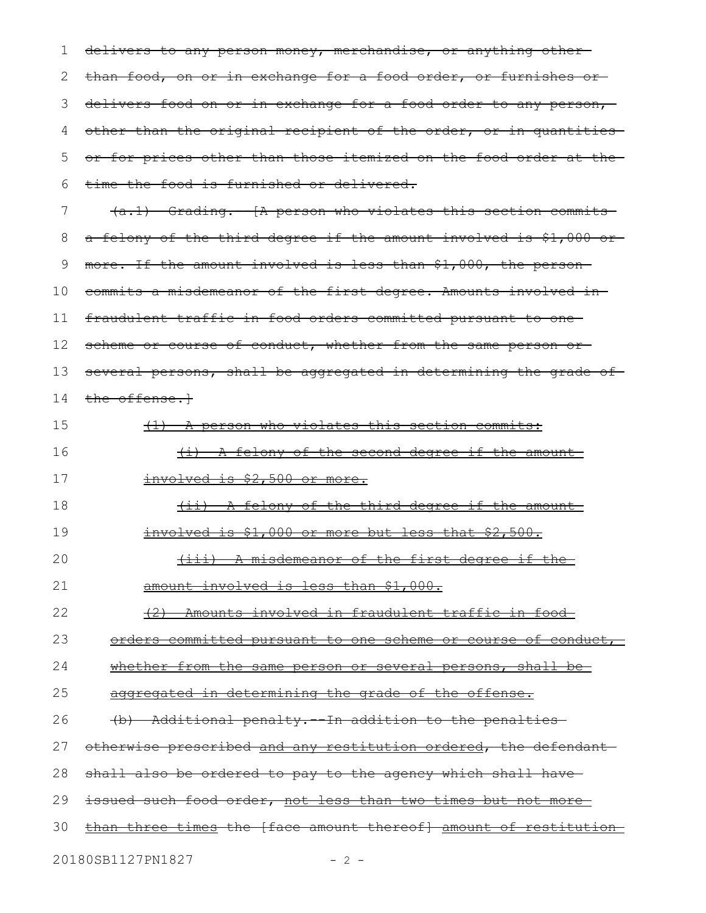delivers to any person money, merchandise, or anything other than food, on or in exchange for a food order, or furnishes or delivers food on or in exchange for a food order to any person, other than the original recipient of the order, or in quantities or for prices other than those itemized on the food order at the time the food is furnished or delivered.

(a.1) Grading. [A person who violates this section commits a felony of the third degree if the amount involved is $1,000 or more. If the amount involved is less than $1,000, the person commits a misdemeanor of the first degree. Amounts involved in fraudulent traffic in food orders committed pursuant to one scheme or course of conduct, whether from the same person or several persons, shall be aggregated in determining the grade of the offense.]

(1) A person who violates this section commits:

(i) A felony of the second degree if the amount involved is $2,500 or more.

(ii) A felony of the third degree if the amount involved is $1,000 or more but less that $2,500.

(iii) A misdemeanor of the first degree if the amount involved is less than $1,000.

(2) Amounts involved in fraudulent traffic in food orders committed pursuant to one scheme or course of conduct, whether from the same person or several persons, shall be aggregated in determining the grade of the offense.

(b) Additional penalty.--In addition to the penalties otherwise prescribed and any restitution ordered, the defendant shall also be ordered to pay to the agency which shall have issued such food order, not less than two times but not more than three times the [face amount thereof] amount of restitution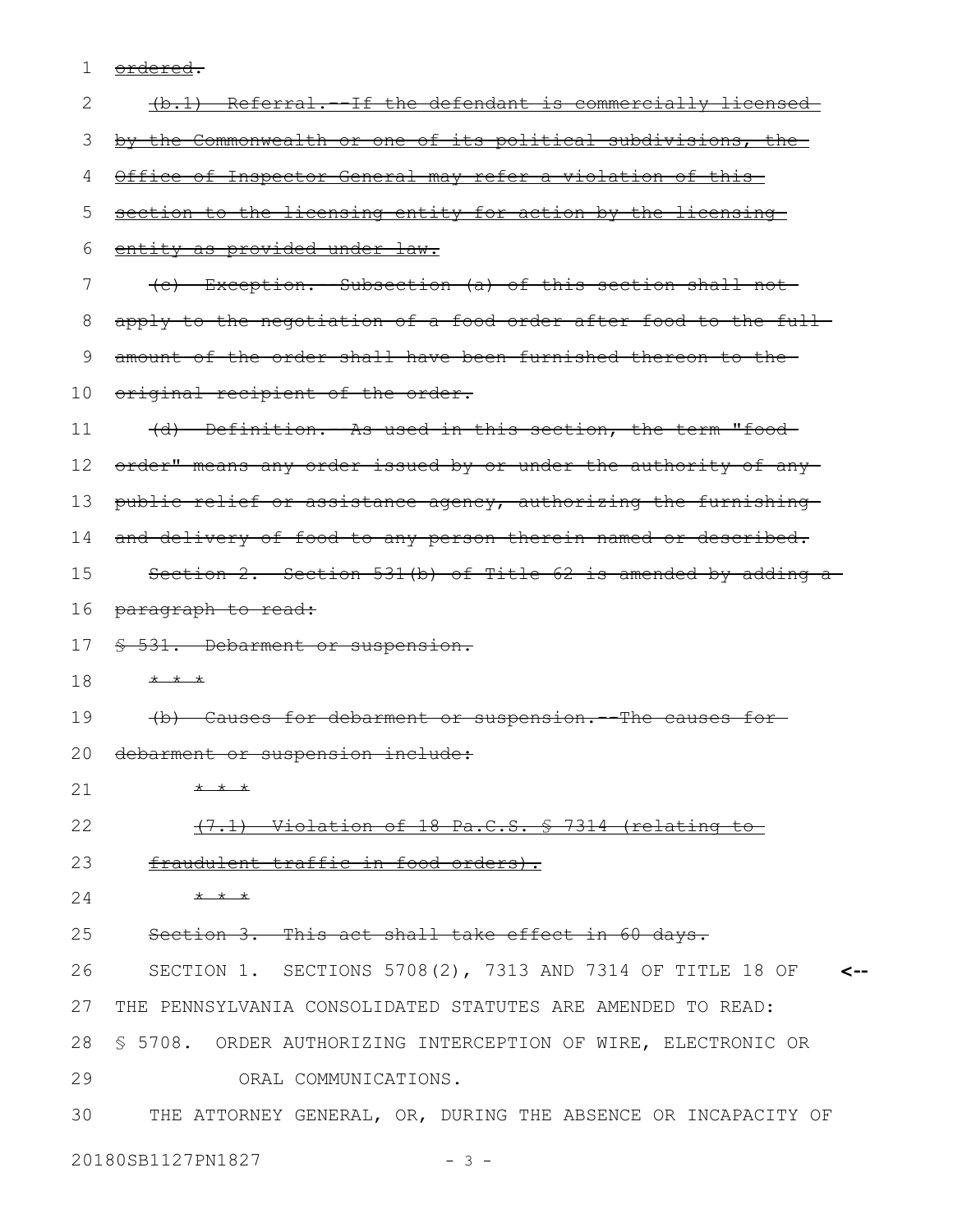~~ordered.~~

~~(b.1) Referral.--If the defendant is commercially licensed by the Commonwealth or one of its political subdivisions, the Office of Inspector General may refer a violation of this section to the licensing entity for action by the licensing entity as provided under law.~~

~~(c) Exception.--Subsection (a) of this section shall not apply to the negotiation of a food order after food to the full amount of the order shall have been furnished thereon to the original recipient of the order.~~

~~(d) Definition.--As used in this section, the term "food order" means any order issued by or under the authority of any public relief or assistance agency, authorizing the furnishing and delivery of food to any person therein named or described.~~

~~Section 2. Section 531(b) of Title 62 is amended by adding a paragraph to read:~~

~~§ 531. Debarment or suspension.~~

~~* * *~~

~~(b) Causes for debarment or suspension.--The causes for debarment or suspension include:~~

~~* * *~~

~~(7.1) Violation of 18 Pa.C.S. § 7314 (relating to fraudulent traffic in food orders).~~

~~* * *~~

~~Section 3. This act shall take effect in 60 days.~~

SECTION 1. SECTIONS 5708(2), 7313 AND 7314 OF TITLE 18 OF THE PENNSYLVANIA CONSOLIDATED STATUTES ARE AMENDED TO READ:

§ 5708. ORDER AUTHORIZING INTERCEPTION OF WIRE, ELECTRONIC OR ORAL COMMUNICATIONS.

THE ATTORNEY GENERAL, OR, DURING THE ABSENCE OR INCAPACITY OF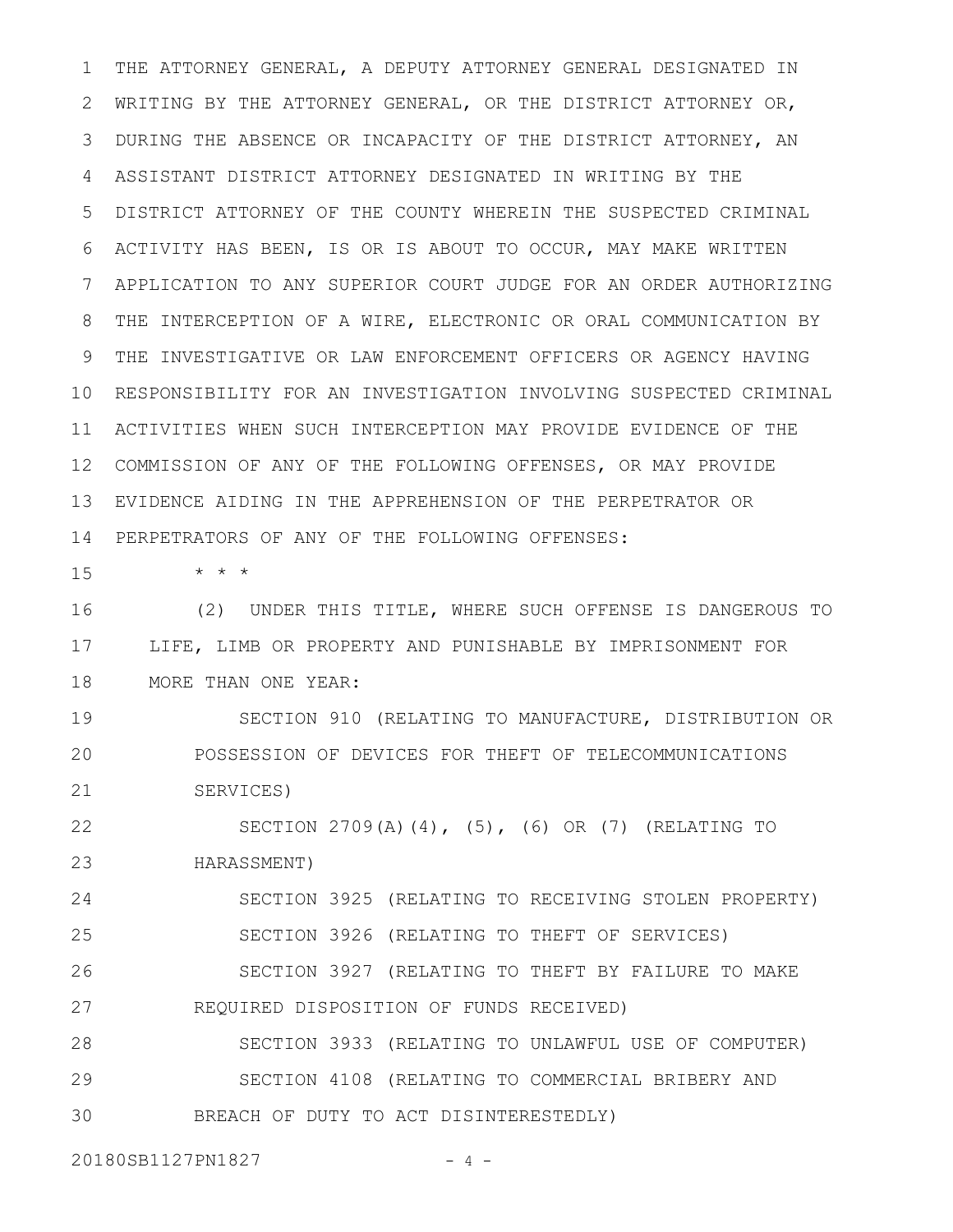THE ATTORNEY GENERAL, A DEPUTY ATTORNEY GENERAL DESIGNATED IN WRITING BY THE ATTORNEY GENERAL, OR THE DISTRICT ATTORNEY OR, DURING THE ABSENCE OR INCAPACITY OF THE DISTRICT ATTORNEY, AN ASSISTANT DISTRICT ATTORNEY DESIGNATED IN WRITING BY THE DISTRICT ATTORNEY OF THE COUNTY WHEREIN THE SUSPECTED CRIMINAL ACTIVITY HAS BEEN, IS OR IS ABOUT TO OCCUR, MAY MAKE WRITTEN APPLICATION TO ANY SUPERIOR COURT JUDGE FOR AN ORDER AUTHORIZING THE INTERCEPTION OF A WIRE, ELECTRONIC OR ORAL COMMUNICATION BY THE INVESTIGATIVE OR LAW ENFORCEMENT OFFICERS OR AGENCY HAVING RESPONSIBILITY FOR AN INVESTIGATION INVOLVING SUSPECTED CRIMINAL ACTIVITIES WHEN SUCH INTERCEPTION MAY PROVIDE EVIDENCE OF THE COMMISSION OF ANY OF THE FOLLOWING OFFENSES, OR MAY PROVIDE EVIDENCE AIDING IN THE APPREHENSION OF THE PERPETRATOR OR PERPETRATORS OF ANY OF THE FOLLOWING OFFENSES:

\* \* \*

(2) UNDER THIS TITLE, WHERE SUCH OFFENSE IS DANGEROUS TO LIFE, LIMB OR PROPERTY AND PUNISHABLE BY IMPRISONMENT FOR MORE THAN ONE YEAR:

SECTION 910 (RELATING TO MANUFACTURE, DISTRIBUTION OR POSSESSION OF DEVICES FOR THEFT OF TELECOMMUNICATIONS SERVICES)

SECTION 2709(A)(4), (5), (6) OR (7) (RELATING TO HARASSMENT)

SECTION 3925 (RELATING TO RECEIVING STOLEN PROPERTY)

SECTION 3926 (RELATING TO THEFT OF SERVICES)

SECTION 3927 (RELATING TO THEFT BY FAILURE TO MAKE REQUIRED DISPOSITION OF FUNDS RECEIVED)

SECTION 3933 (RELATING TO UNLAWFUL USE OF COMPUTER)

SECTION 4108 (RELATING TO COMMERCIAL BRIBERY AND BREACH OF DUTY TO ACT DISINTERESTEDLY)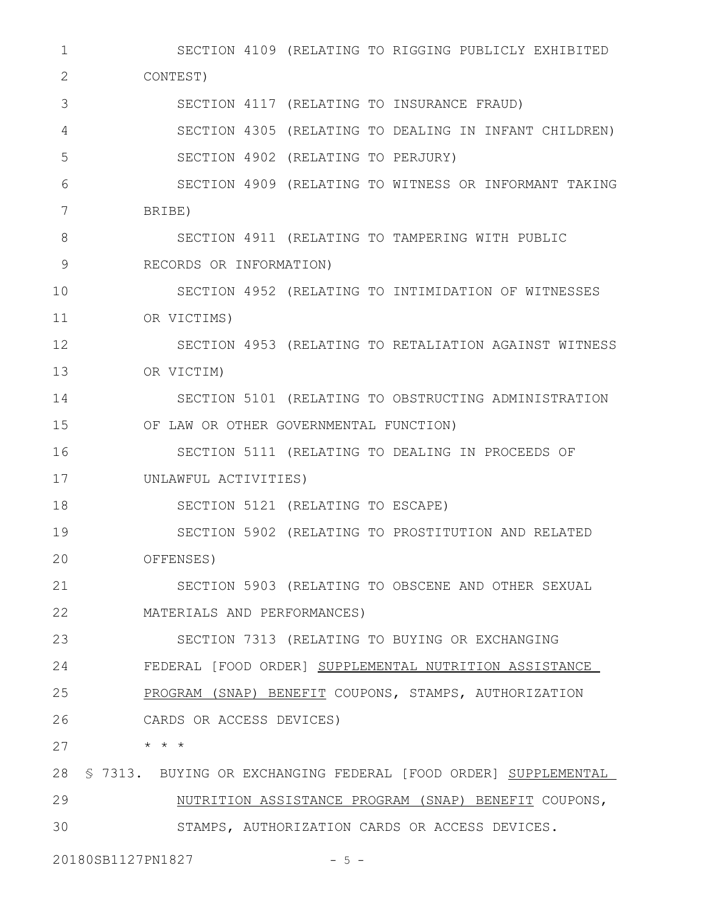SECTION 4109 (RELATING TO RIGGING PUBLICLY EXHIBITED CONTEST)

SECTION 4117 (RELATING TO INSURANCE FRAUD)

SECTION 4305 (RELATING TO DEALING IN INFANT CHILDREN)

SECTION 4902 (RELATING TO PERJURY)

SECTION 4909 (RELATING TO WITNESS OR INFORMANT TAKING BRIBE)

SECTION 4911 (RELATING TO TAMPERING WITH PUBLIC RECORDS OR INFORMATION)

SECTION 4952 (RELATING TO INTIMIDATION OF WITNESSES OR VICTIMS)

SECTION 4953 (RELATING TO RETALIATION AGAINST WITNESS OR VICTIM)

SECTION 5101 (RELATING TO OBSTRUCTING ADMINISTRATION OF LAW OR OTHER GOVERNMENTAL FUNCTION)

SECTION 5111 (RELATING TO DEALING IN PROCEEDS OF UNLAWFUL ACTIVITIES)

SECTION 5121 (RELATING TO ESCAPE)

SECTION 5902 (RELATING TO PROSTITUTION AND RELATED OFFENSES)

SECTION 5903 (RELATING TO OBSCENE AND OTHER SEXUAL MATERIALS AND PERFORMANCES)

SECTION 7313 (RELATING TO BUYING OR EXCHANGING FEDERAL [FOOD ORDER] <u>SUPPLEMENTAL NUTRITION ASSISTANCE PROGRAM (SNAP) BENEFIT</u> COUPONS, STAMPS, AUTHORIZATION CARDS OR ACCESS DEVICES)

* * *

§ 7313. BUYING OR EXCHANGING FEDERAL [FOOD ORDER] <u>SUPPLEMENTAL NUTRITION ASSISTANCE PROGRAM (SNAP) BENEFIT</u> COUPONS, STAMPS, AUTHORIZATION CARDS OR ACCESS DEVICES.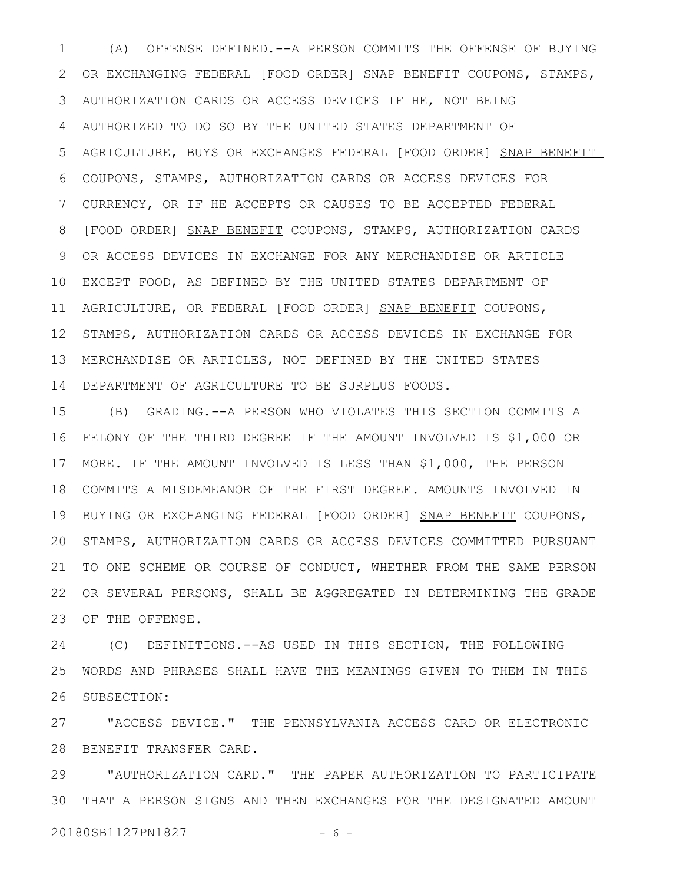(A) OFFENSE DEFINED.--A PERSON COMMITS THE OFFENSE OF BUYING OR EXCHANGING FEDERAL [FOOD ORDER] <u>SNAP BENEFIT</u> COUPONS, STAMPS, AUTHORIZATION CARDS OR ACCESS DEVICES IF HE, NOT BEING AUTHORIZED TO DO SO BY THE UNITED STATES DEPARTMENT OF AGRICULTURE, BUYS OR EXCHANGES FEDERAL [FOOD ORDER] <u>SNAP BENEFIT</u> COUPONS, STAMPS, AUTHORIZATION CARDS OR ACCESS DEVICES FOR CURRENCY, OR IF HE ACCEPTS OR CAUSES TO BE ACCEPTED FEDERAL [FOOD ORDER] <u>SNAP BENEFIT</u> COUPONS, STAMPS, AUTHORIZATION CARDS OR ACCESS DEVICES IN EXCHANGE FOR ANY MERCHANDISE OR ARTICLE EXCEPT FOOD, AS DEFINED BY THE UNITED STATES DEPARTMENT OF AGRICULTURE, OR FEDERAL [FOOD ORDER] <u>SNAP BENEFIT</u> COUPONS, STAMPS, AUTHORIZATION CARDS OR ACCESS DEVICES IN EXCHANGE FOR MERCHANDISE OR ARTICLES, NOT DEFINED BY THE UNITED STATES DEPARTMENT OF AGRICULTURE TO BE SURPLUS FOODS.

(B) GRADING.--A PERSON WHO VIOLATES THIS SECTION COMMITS A FELONY OF THE THIRD DEGREE IF THE AMOUNT INVOLVED IS $1,000 OR MORE. IF THE AMOUNT INVOLVED IS LESS THAN $1,000, THE PERSON COMMITS A MISDEMEANOR OF THE FIRST DEGREE. AMOUNTS INVOLVED IN BUYING OR EXCHANGING FEDERAL [FOOD ORDER] <u>SNAP BENEFIT</u> COUPONS, STAMPS, AUTHORIZATION CARDS OR ACCESS DEVICES COMMITTED PURSUANT TO ONE SCHEME OR COURSE OF CONDUCT, WHETHER FROM THE SAME PERSON OR SEVERAL PERSONS, SHALL BE AGGREGATED IN DETERMINING THE GRADE OF THE OFFENSE.

(C) DEFINITIONS.--AS USED IN THIS SECTION, THE FOLLOWING WORDS AND PHRASES SHALL HAVE THE MEANINGS GIVEN TO THEM IN THIS SUBSECTION:

"ACCESS DEVICE." THE PENNSYLVANIA ACCESS CARD OR ELECTRONIC BENEFIT TRANSFER CARD.

"AUTHORIZATION CARD." THE PAPER AUTHORIZATION TO PARTICIPATE THAT A PERSON SIGNS AND THEN EXCHANGES FOR THE DESIGNATED AMOUNT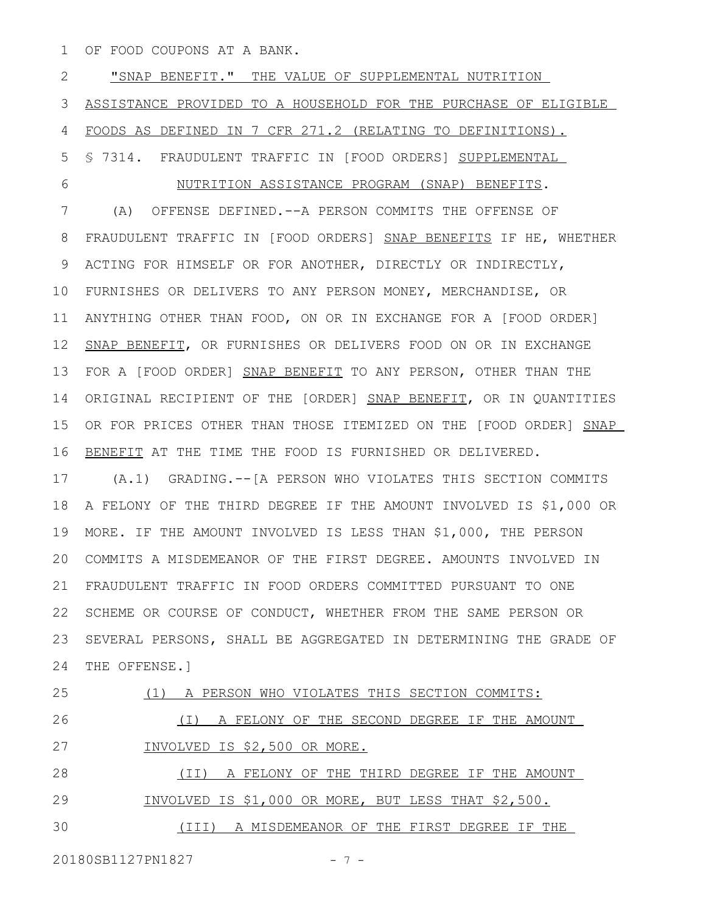OF FOOD COUPONS AT A BANK.

"SNAP BENEFIT." THE VALUE OF SUPPLEMENTAL NUTRITION ASSISTANCE PROVIDED TO A HOUSEHOLD FOR THE PURCHASE OF ELIGIBLE FOODS AS DEFINED IN 7 CFR 271.2 (RELATING TO DEFINITIONS).

§ 7314. FRAUDULENT TRAFFIC IN [FOOD ORDERS] SUPPLEMENTAL NUTRITION ASSISTANCE PROGRAM (SNAP) BENEFITS.

(A) OFFENSE DEFINED.--A PERSON COMMITS THE OFFENSE OF FRAUDULENT TRAFFIC IN [FOOD ORDERS] SNAP BENEFITS IF HE, WHETHER ACTING FOR HIMSELF OR FOR ANOTHER, DIRECTLY OR INDIRECTLY, FURNISHES OR DELIVERS TO ANY PERSON MONEY, MERCHANDISE, OR ANYTHING OTHER THAN FOOD, ON OR IN EXCHANGE FOR A [FOOD ORDER] SNAP BENEFIT, OR FURNISHES OR DELIVERS FOOD ON OR IN EXCHANGE FOR A [FOOD ORDER] SNAP BENEFIT TO ANY PERSON, OTHER THAN THE ORIGINAL RECIPIENT OF THE [ORDER] SNAP BENEFIT, OR IN QUANTITIES OR FOR PRICES OTHER THAN THOSE ITEMIZED ON THE [FOOD ORDER] SNAP BENEFIT AT THE TIME THE FOOD IS FURNISHED OR DELIVERED.

(A.1) GRADING.--[A PERSON WHO VIOLATES THIS SECTION COMMITS A FELONY OF THE THIRD DEGREE IF THE AMOUNT INVOLVED IS $1,000 OR MORE. IF THE AMOUNT INVOLVED IS LESS THAN $1,000, THE PERSON COMMITS A MISDEMEANOR OF THE FIRST DEGREE. AMOUNTS INVOLVED IN FRAUDULENT TRAFFIC IN FOOD ORDERS COMMITTED PURSUANT TO ONE SCHEME OR COURSE OF CONDUCT, WHETHER FROM THE SAME PERSON OR SEVERAL PERSONS, SHALL BE AGGREGATED IN DETERMINING THE GRADE OF THE OFFENSE.]

(1) A PERSON WHO VIOLATES THIS SECTION COMMITS:

(I) A FELONY OF THE SECOND DEGREE IF THE AMOUNT INVOLVED IS $2,500 OR MORE.

(II) A FELONY OF THE THIRD DEGREE IF THE AMOUNT INVOLVED IS $1,000 OR MORE, BUT LESS THAT $2,500.

(III) A MISDEMEANOR OF THE FIRST DEGREE IF THE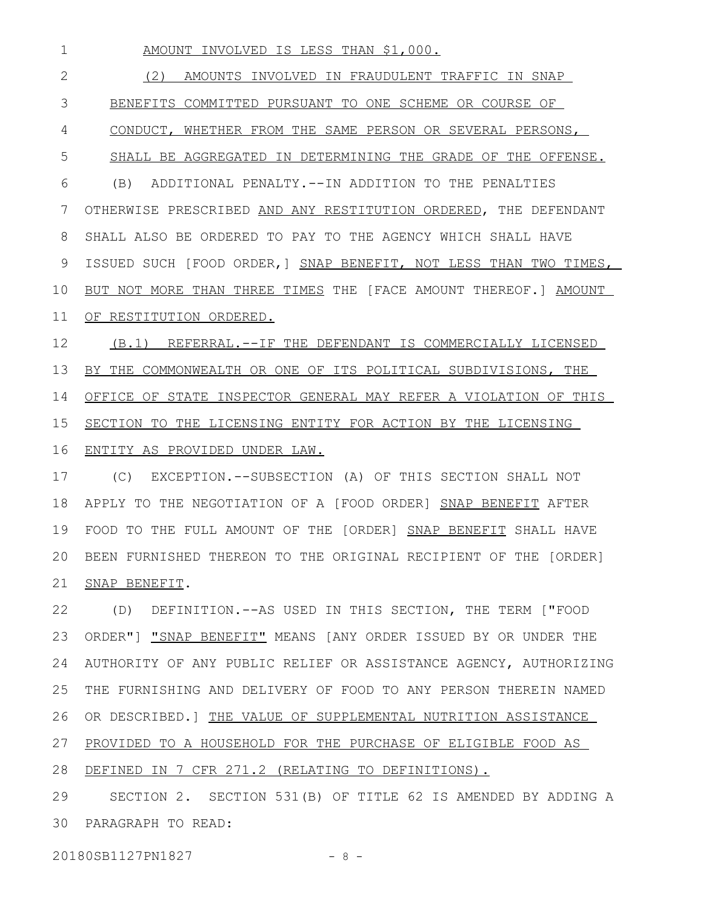AMOUNT INVOLVED IS LESS THAN $1,000.

(2) AMOUNTS INVOLVED IN FRAUDULENT TRAFFIC IN SNAP BENEFITS COMMITTED PURSUANT TO ONE SCHEME OR COURSE OF CONDUCT, WHETHER FROM THE SAME PERSON OR SEVERAL PERSONS, SHALL BE AGGREGATED IN DETERMINING THE GRADE OF THE OFFENSE.

(B) ADDITIONAL PENALTY.--IN ADDITION TO THE PENALTIES OTHERWISE PRESCRIBED AND ANY RESTITUTION ORDERED, THE DEFENDANT SHALL ALSO BE ORDERED TO PAY TO THE AGENCY WHICH SHALL HAVE ISSUED SUCH [FOOD ORDER,] SNAP BENEFIT, NOT LESS THAN TWO TIMES, BUT NOT MORE THAN THREE TIMES THE [FACE AMOUNT THEREOF.] AMOUNT OF RESTITUTION ORDERED.

(B.1) REFERRAL.--IF THE DEFENDANT IS COMMERCIALLY LICENSED BY THE COMMONWEALTH OR ONE OF ITS POLITICAL SUBDIVISIONS, THE OFFICE OF STATE INSPECTOR GENERAL MAY REFER A VIOLATION OF THIS SECTION TO THE LICENSING ENTITY FOR ACTION BY THE LICENSING ENTITY AS PROVIDED UNDER LAW.

(C) EXCEPTION.--SUBSECTION (A) OF THIS SECTION SHALL NOT APPLY TO THE NEGOTIATION OF A [FOOD ORDER] SNAP BENEFIT AFTER FOOD TO THE FULL AMOUNT OF THE [ORDER] SNAP BENEFIT SHALL HAVE BEEN FURNISHED THEREON TO THE ORIGINAL RECIPIENT OF THE [ORDER] SNAP BENEFIT.

(D) DEFINITION.--AS USED IN THIS SECTION, THE TERM ["FOOD ORDER"] "SNAP BENEFIT" MEANS [ANY ORDER ISSUED BY OR UNDER THE AUTHORITY OF ANY PUBLIC RELIEF OR ASSISTANCE AGENCY, AUTHORIZING THE FURNISHING AND DELIVERY OF FOOD TO ANY PERSON THEREIN NAMED OR DESCRIBED.] THE VALUE OF SUPPLEMENTAL NUTRITION ASSISTANCE PROVIDED TO A HOUSEHOLD FOR THE PURCHASE OF ELIGIBLE FOOD AS DEFINED IN 7 CFR 271.2 (RELATING TO DEFINITIONS).

SECTION 2. SECTION 531(B) OF TITLE 62 IS AMENDED BY ADDING A PARAGRAPH TO READ: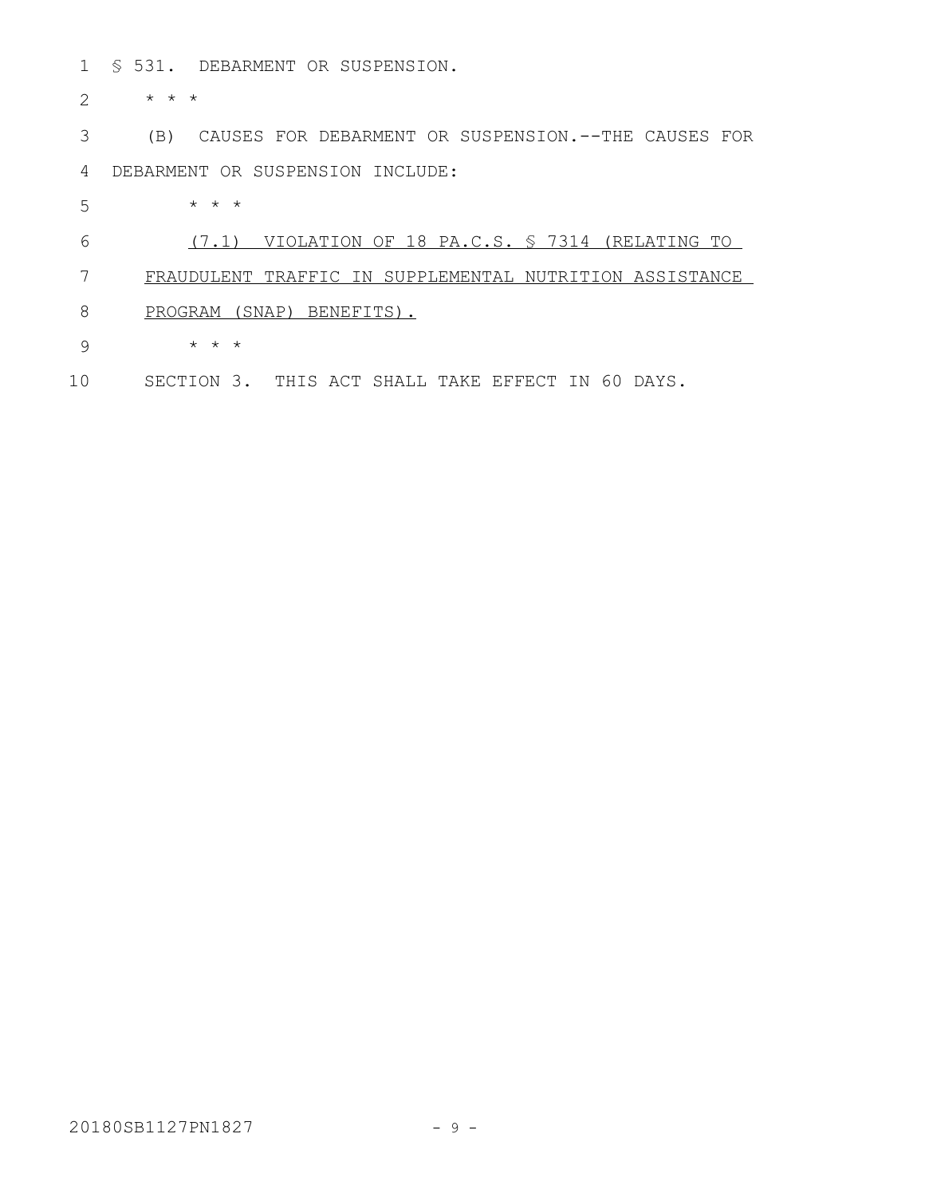§ 531. DEBARMENT OR SUSPENSION.

* * *

(B) CAUSES FOR DEBARMENT OR SUSPENSION.--THE CAUSES FOR DEBARMENT OR SUSPENSION INCLUDE:

* * *

<u>(7.1) VIOLATION OF 18 PA.C.S. § 7314 (RELATING TO FRAUDULENT TRAFFIC IN SUPPLEMENTAL NUTRITION ASSISTANCE PROGRAM (SNAP) BENEFITS).</u>

* * *

SECTION 3. THIS ACT SHALL TAKE EFFECT IN 60 DAYS.